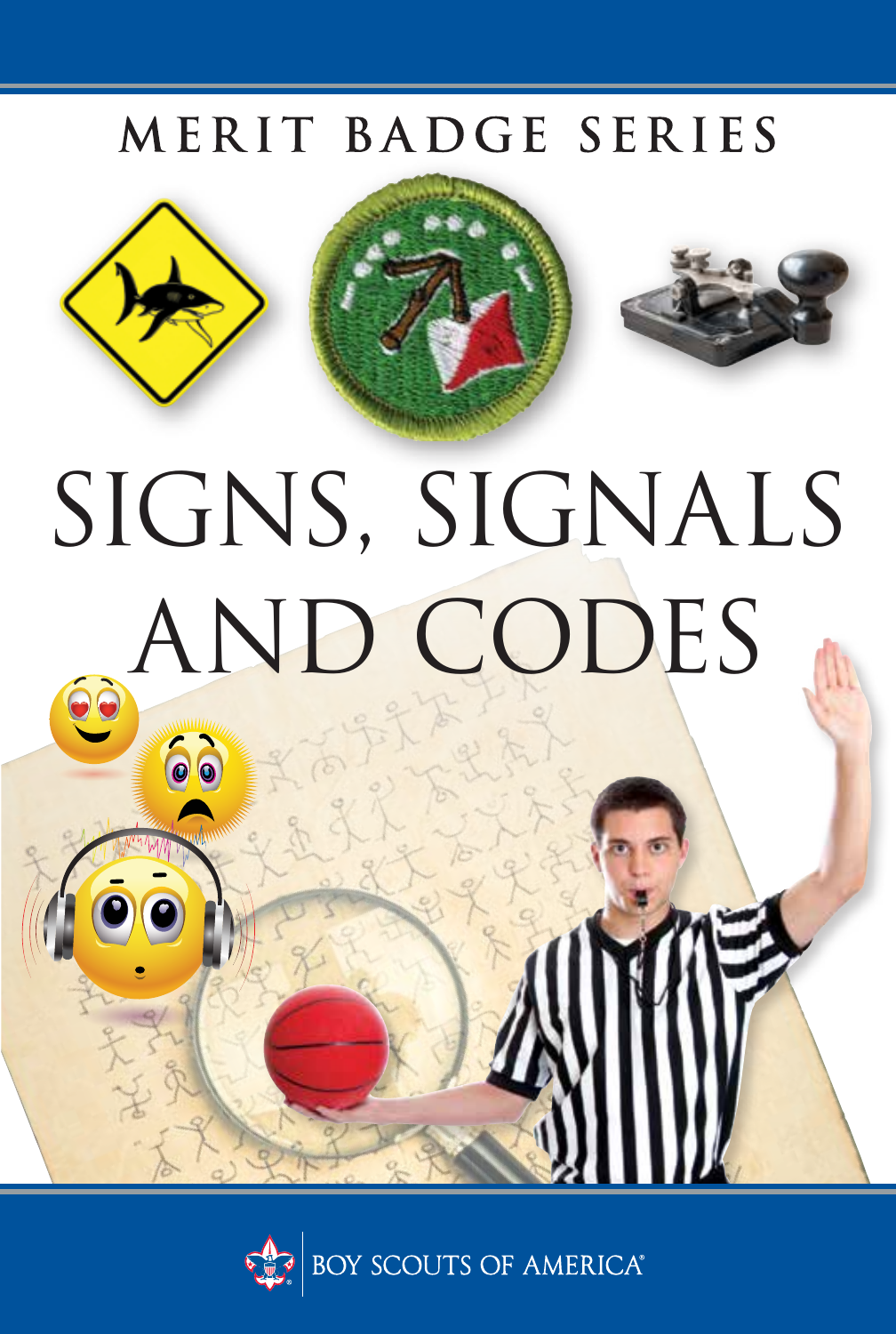MERIT BADGE SERIES

# SIGNS, SIGNALS AND CODES

BOY SCOUTS OF AMERICA®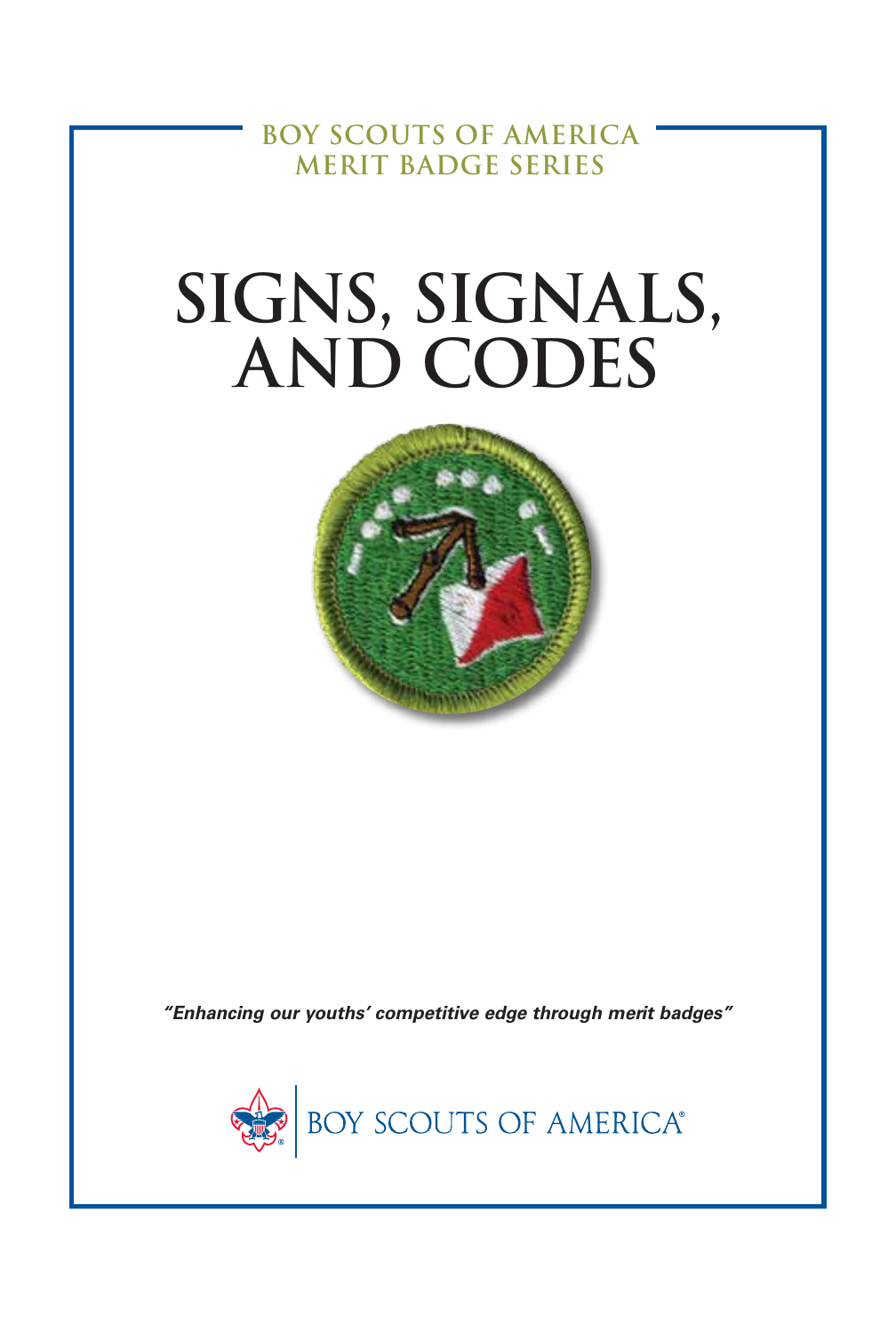BOY SCOUTS OF AMERICA
MERIT BADGE SERIES

# SIGNS, SIGNALS, AND CODES

*"Enhancing our youths' competitive edge through merit badges"*

BOY SCOUTS OF AMERICA®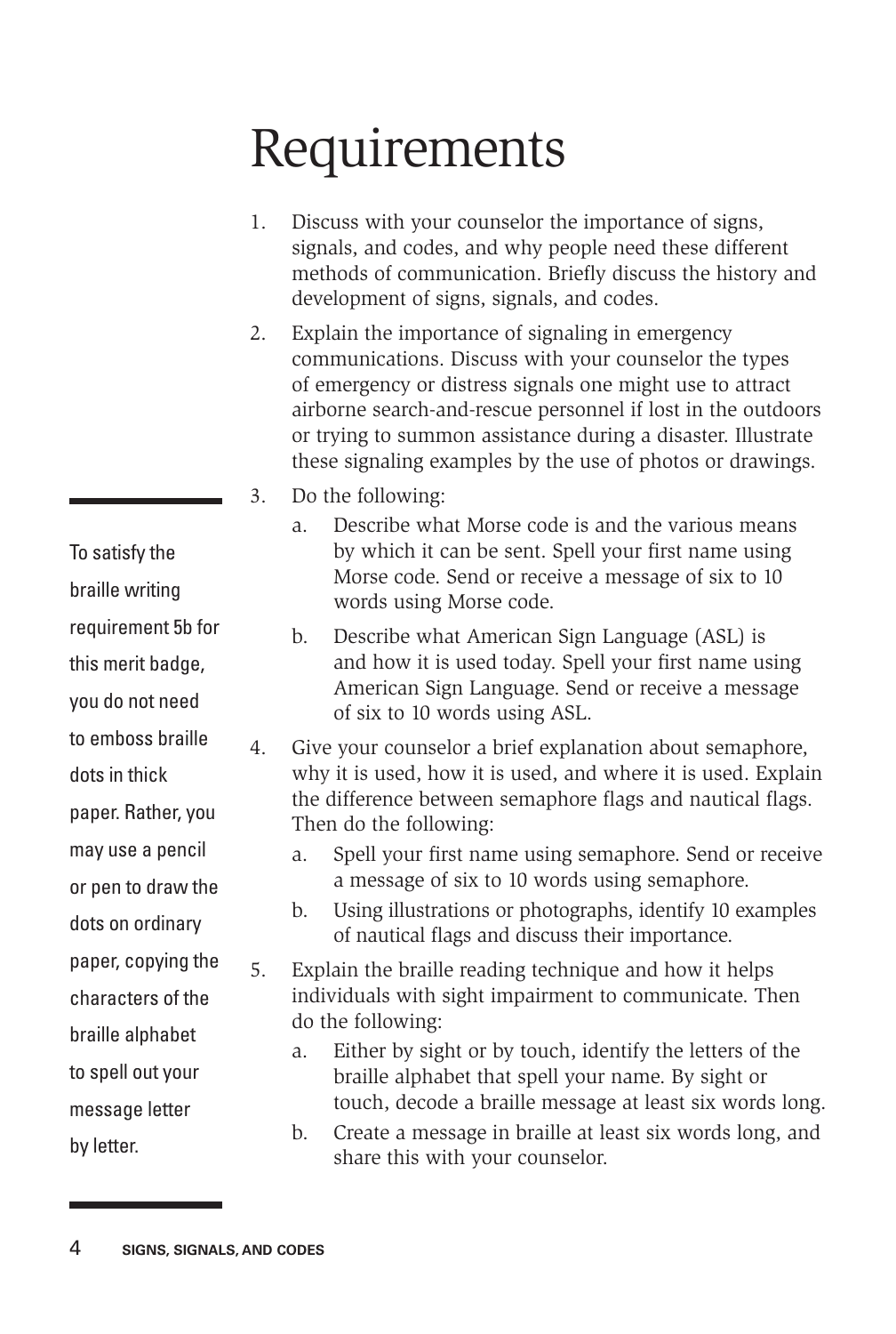# Requirements

1. Discuss with your counselor the importance of signs, signals, and codes, and why people need these different methods of communication. Briefly discuss the history and development of signs, signals, and codes.
2. Explain the importance of signaling in emergency communications. Discuss with your counselor the types of emergency or distress signals one might use to attract airborne search-and-rescue personnel if lost in the outdoors or trying to summon assistance during a disaster. Illustrate these signaling examples by the use of photos or drawings.
3. Do the following:
   a. Describe what Morse code is and the various means by which it can be sent. Spell your first name using Morse code. Send or receive a message of six to 10 words using Morse code.
   b. Describe what American Sign Language (ASL) is and how it is used today. Spell your first name using American Sign Language. Send or receive a message of six to 10 words using ASL.
4. Give your counselor a brief explanation about semaphore, why it is used, how it is used, and where it is used. Explain the difference between semaphore flags and nautical flags. Then do the following:
   a. Spell your first name using semaphore. Send or receive a message of six to 10 words using semaphore.
   b. Using illustrations or photographs, identify 10 examples of nautical flags and discuss their importance.
5. Explain the braille reading technique and how it helps individuals with sight impairment to communicate. Then do the following:
   a. Either by sight or by touch, identify the letters of the braille alphabet that spell your name. By sight or touch, decode a braille message at least six words long.
   b. Create a message in braille at least six words long, and share this with your counselor.

To satisfy the braille writing requirement 5b for this merit badge, you do not need to emboss braille dots in thick paper. Rather, you may use a pencil or pen to draw the dots on ordinary paper, copying the characters of the braille alphabet to spell out your message letter by letter.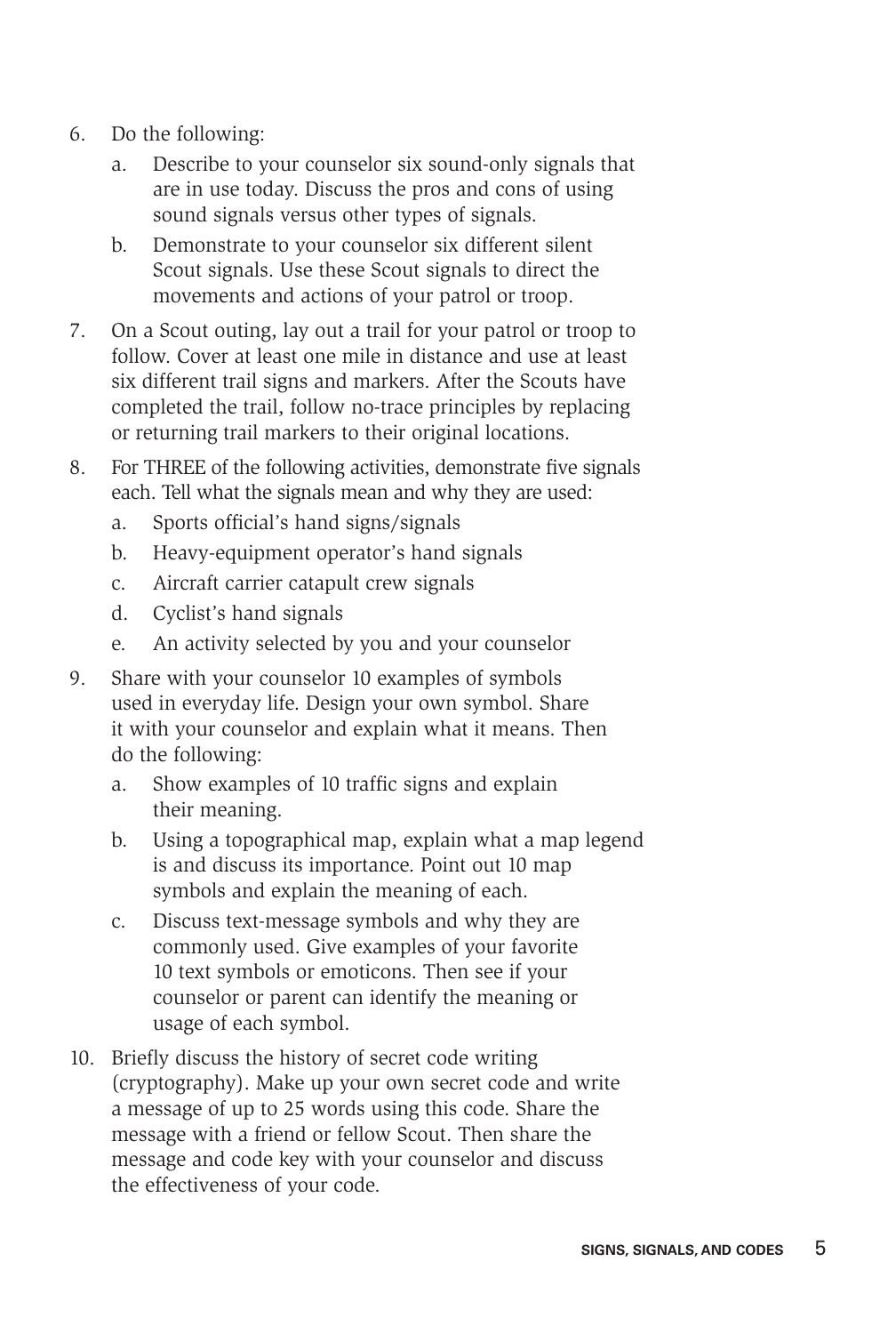6. Do the following:
   a. Describe to your counselor six sound-only signals that are in use today. Discuss the pros and cons of using sound signals versus other types of signals.
   b. Demonstrate to your counselor six different silent Scout signals. Use these Scout signals to direct the movements and actions of your patrol or troop.
7. On a Scout outing, lay out a trail for your patrol or troop to follow. Cover at least one mile in distance and use at least six different trail signs and markers. After the Scouts have completed the trail, follow no-trace principles by replacing or returning trail markers to their original locations.
8. For THREE of the following activities, demonstrate five signals each. Tell what the signals mean and why they are used:
   a. Sports official's hand signs/signals
   b. Heavy-equipment operator's hand signals
   c. Aircraft carrier catapult crew signals
   d. Cyclist's hand signals
   e. An activity selected by you and your counselor
9. Share with your counselor 10 examples of symbols used in everyday life. Design your own symbol. Share it with your counselor and explain what it means. Then do the following:
   a. Show examples of 10 traffic signs and explain their meaning.
   b. Using a topographical map, explain what a map legend is and discuss its importance. Point out 10 map symbols and explain the meaning of each.
   c. Discuss text-message symbols and why they are commonly used. Give examples of your favorite 10 text symbols or emoticons. Then see if your counselor or parent can identify the meaning or usage of each symbol.
10. Briefly discuss the history of secret code writing (cryptography). Make up your own secret code and write a message of up to 25 words using this code. Share the message with a friend or fellow Scout. Then share the message and code key with your counselor and discuss the effectiveness of your code.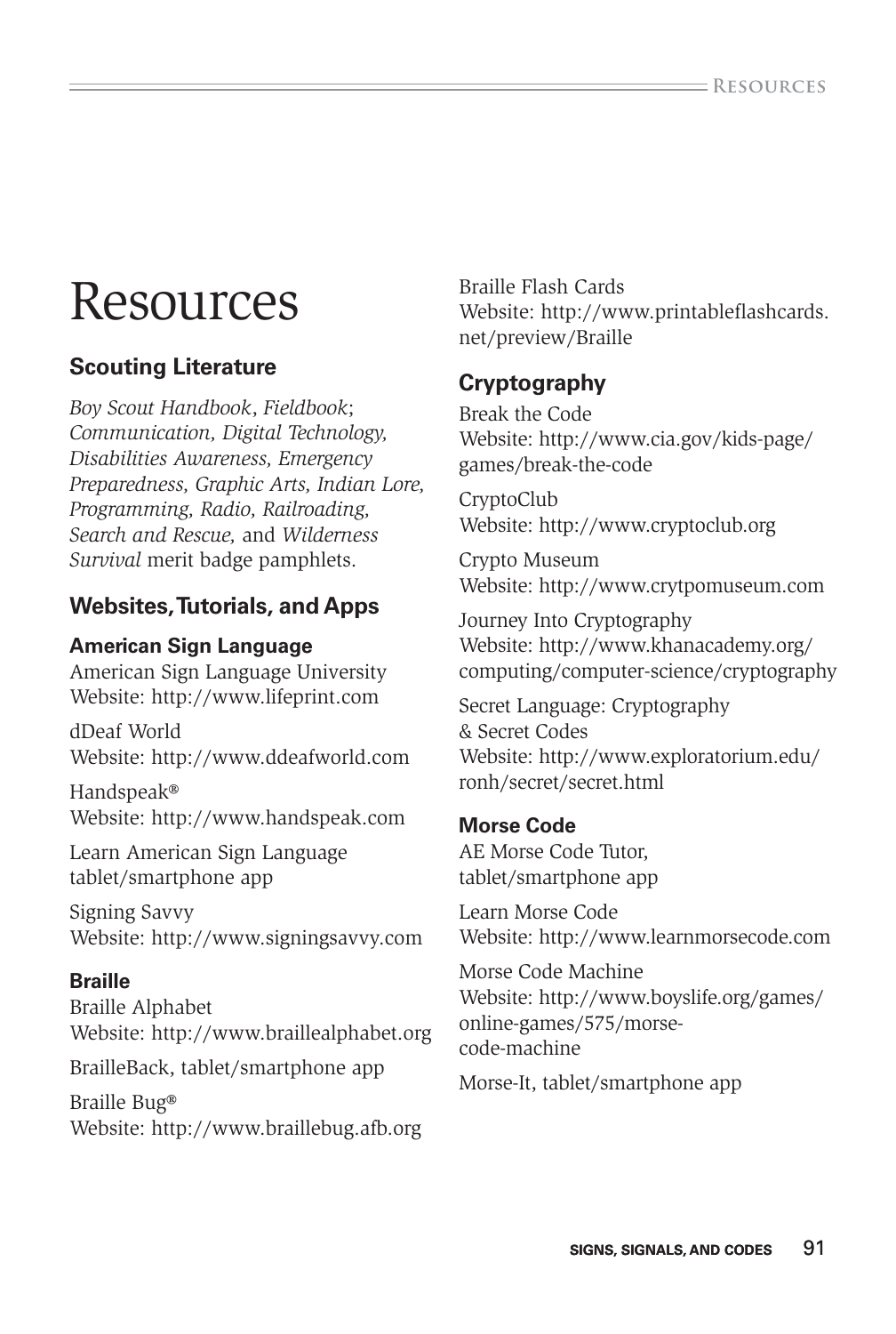# Resources

## Scouting Literature

*Boy Scout Handbook*, *Fieldbook*; *Communication, Digital Technology, Disabilities Awareness, Emergency Preparedness, Graphic Arts, Indian Lore, Programming, Radio, Railroading, Search and Rescue,* and *Wilderness Survival* merit badge pamphlets.

## Websites, Tutorials, and Apps

### American Sign Language

American Sign Language University
Website: http://www.lifeprint.com

dDeaf World
Website: http://www.ddeafworld.com

Handspeak®
Website: http://www.handspeak.com

Learn American Sign Language
tablet/smartphone app

Signing Savvy
Website: http://www.signingsavvy.com

### Braille

Braille Alphabet
Website: http://www.braillealphabet.org

BrailleBack, tablet/smartphone app

Braille Bug®
Website: http://www.braillebug.afb.org

Braille Flash Cards
Website: http://www.printableflashcards.net/preview/Braille

## Cryptography

Break the Code
Website: http://www.cia.gov/kids-page/games/break-the-code

CryptoClub
Website: http://www.cryptoclub.org

Crypto Museum
Website: http://www.crytpomuseum.com

Journey Into Cryptography
Website: http://www.khanacademy.org/computing/computer-science/cryptography

Secret Language: Cryptography & Secret Codes
Website: http://www.exploratorium.edu/ronh/secret/secret.html

### Morse Code

AE Morse Code Tutor,
tablet/smartphone app

Learn Morse Code
Website: http://www.learnmorsecode.com

Morse Code Machine
Website: http://www.boyslife.org/games/online-games/575/morse-code-machine

Morse-It, tablet/smartphone app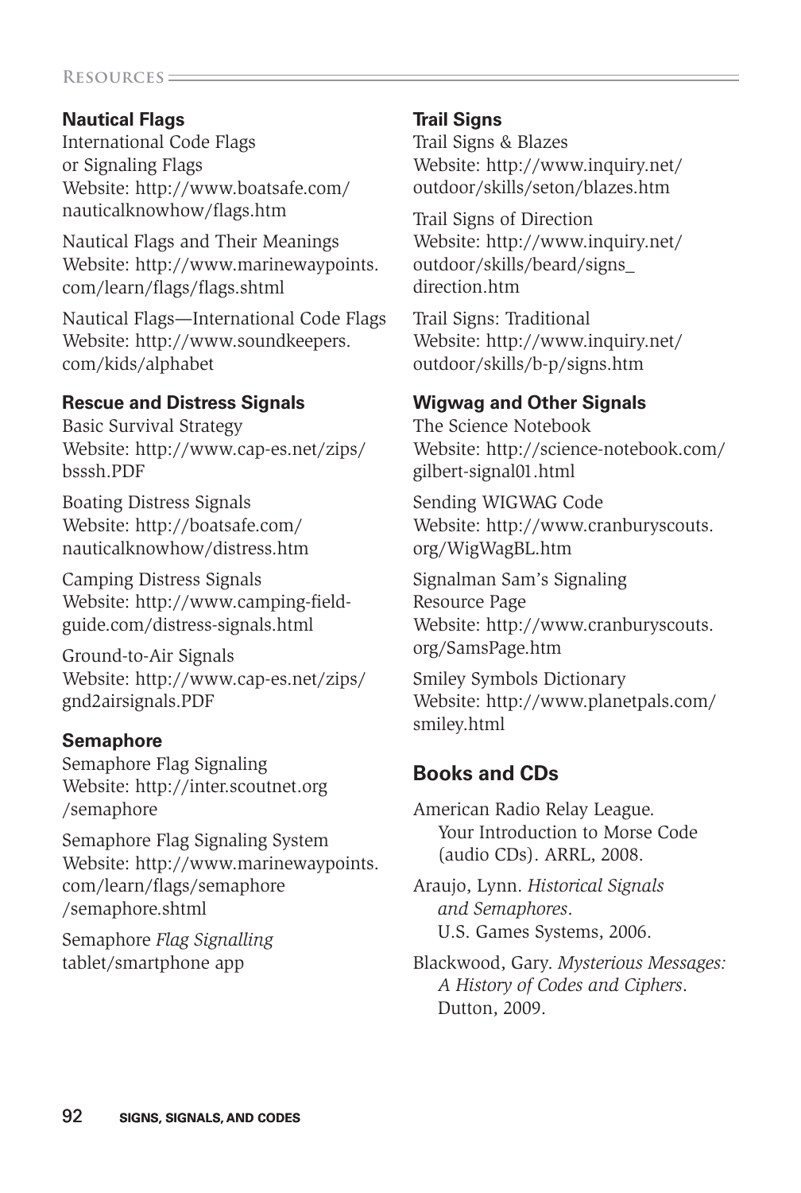### Nautical Flags

International Code Flags or Signaling Flags
Website: http://www.boatsafe.com/nauticalknowhow/flags.htm

Nautical Flags and Their Meanings
Website: http://www.marinewaypoints.com/learn/flags/flags.shtml

Nautical Flags—International Code Flags
Website: http://www.soundkeepers.com/kids/alphabet

### Rescue and Distress Signals

Basic Survival Strategy
Website: http://www.cap-es.net/zips/bsssh.PDF

Boating Distress Signals
Website: http://boatsafe.com/nauticalknowhow/distress.htm

Camping Distress Signals
Website: http://www.camping-field-guide.com/distress-signals.html

Ground-to-Air Signals
Website: http://www.cap-es.net/zips/gnd2airsignals.PDF

### Semaphore

Semaphore Flag Signaling
Website: http://inter.scoutnet.org/semaphore

Semaphore Flag Signaling System
Website: http://www.marinewaypoints.com/learn/flags/semaphore/semaphore.shtml

Semaphore *Flag Signalling* tablet/smartphone app

### Trail Signs

Trail Signs & Blazes
Website: http://www.inquiry.net/outdoor/skills/seton/blazes.htm

Trail Signs of Direction
Website: http://www.inquiry.net/outdoor/skills/beard/signs_direction.htm

Trail Signs: Traditional
Website: http://www.inquiry.net/outdoor/skills/b-p/signs.htm

### Wigwag and Other Signals

The Science Notebook
Website: http://science-notebook.com/gilbert-signal01.html

Sending WIGWAG Code
Website: http://www.cranburyscouts.org/WigWagBL.htm

Signalman Sam's Signaling Resource Page
Website: http://www.cranburyscouts.org/SamsPage.htm

Smiley Symbols Dictionary
Website: http://www.planetpals.com/smiley.html

## Books and CDs

American Radio Relay League. Your Introduction to Morse Code (audio CDs). ARRL, 2008.

Araujo, Lynn. *Historical Signals and Semaphores*. U.S. Games Systems, 2006.

Blackwood, Gary. *Mysterious Messages: A History of Codes and Ciphers*. Dutton, 2009.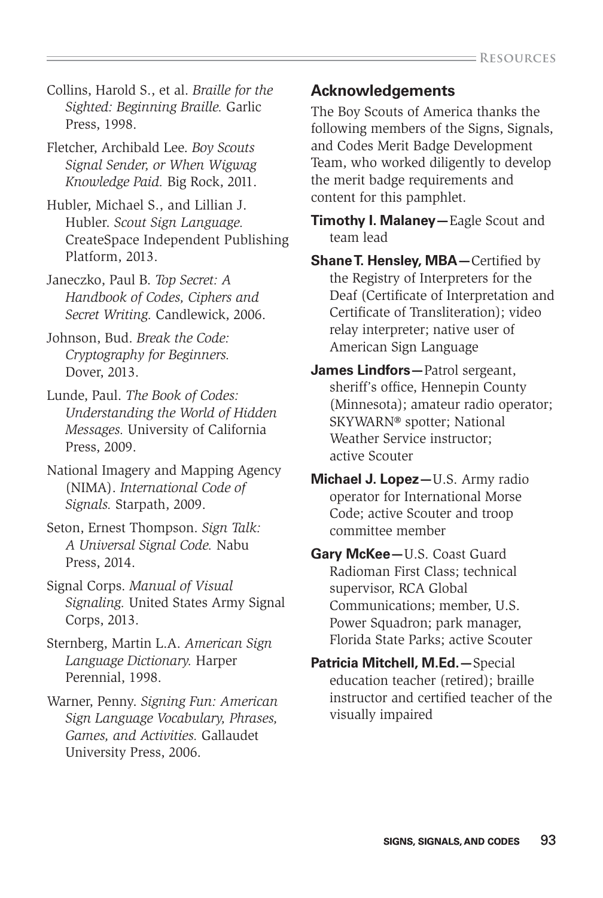Collins, Harold S., et al. *Braille for the Sighted: Beginning Braille.* Garlic Press, 1998.

Fletcher, Archibald Lee. *Boy Scouts Signal Sender, or When Wigwag Knowledge Paid.* Big Rock, 2011.

Hubler, Michael S., and Lillian J. Hubler. *Scout Sign Language.* CreateSpace Independent Publishing Platform, 2013.

Janeczko, Paul B. *Top Secret: A Handbook of Codes, Ciphers and Secret Writing.* Candlewick, 2006.

Johnson, Bud. *Break the Code: Cryptography for Beginners.* Dover, 2013.

Lunde, Paul. *The Book of Codes: Understanding the World of Hidden Messages.* University of California Press, 2009.

National Imagery and Mapping Agency (NIMA). *International Code of Signals.* Starpath, 2009.

Seton, Ernest Thompson. *Sign Talk: A Universal Signal Code.* Nabu Press, 2014.

Signal Corps. *Manual of Visual Signaling.* United States Army Signal Corps, 2013.

Sternberg, Martin L.A. *American Sign Language Dictionary.* Harper Perennial, 1998.

Warner, Penny. *Signing Fun: American Sign Language Vocabulary, Phrases, Games, and Activities.* Gallaudet University Press, 2006.

## Acknowledgements

The Boy Scouts of America thanks the following members of the Signs, Signals, and Codes Merit Badge Development Team, who worked diligently to develop the merit badge requirements and content for this pamphlet.

**Timothy I. Malaney—**Eagle Scout and team lead

**Shane T. Hensley, MBA—**Certified by the Registry of Interpreters for the Deaf (Certificate of Interpretation and Certificate of Transliteration); video relay interpreter; native user of American Sign Language

**James Lindfors—**Patrol sergeant, sheriff's office, Hennepin County (Minnesota); amateur radio operator; SKYWARN® spotter; National Weather Service instructor; active Scouter

**Michael J. Lopez—**U.S. Army radio operator for International Morse Code; active Scouter and troop committee member

**Gary McKee—**U.S. Coast Guard Radioman First Class; technical supervisor, RCA Global Communications; member, U.S. Power Squadron; park manager, Florida State Parks; active Scouter

**Patricia Mitchell, M.Ed.—**Special education teacher (retired); braille instructor and certified teacher of the visually impaired